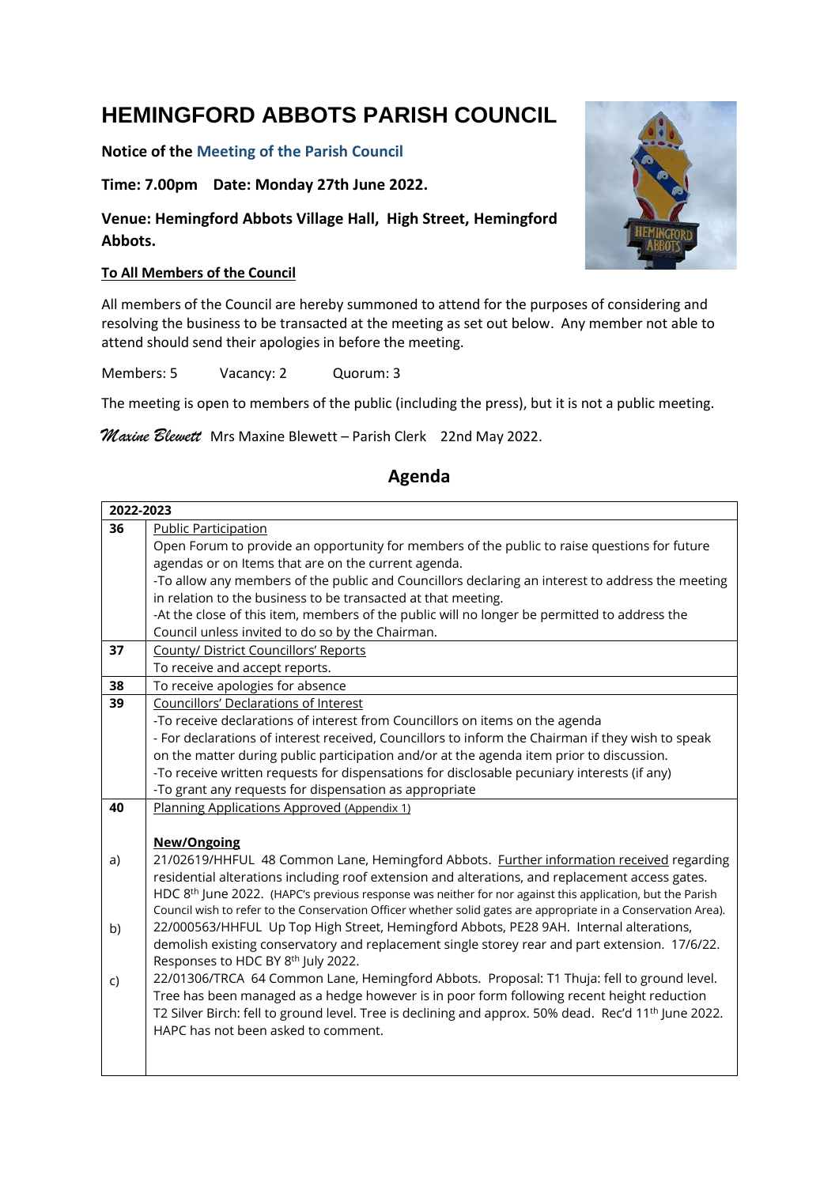# HEMINGFORD ABBOTS PARISH COUNCIL

**Notice of the Meeting of the Parish Council**

**Time: 7.00pm Date: Monday 27th June 2022.**

**Venue: Hemingford Abbots Village Hall, High Street, Hemingford Abbots.**

**To All Members of the Council**

All members of the Council are hereby summoned to attend for the purposes of considering and resolving the business to be transacted at the meeting as set out below. Any member not able to attend should send their apologies in before the meeting.

Members: 5 Vacancy: 2 Quorum: 3

The meeting is open to members of the public (including the press), but it is not a public meeting.

*Maxine Blewett* Mrs Maxine Blewett – Parish Clerk 22nd May 2022.

## Agenda

| 2022-2023 | |
|---|---|
| **36** | Public Participation<br>Open Forum to provide an opportunity for members of the public to raise questions for future agendas or on Items that are on the current agenda.<br>-To allow any members of the public and Councillors declaring an interest to address the meeting in relation to the business to be transacted at that meeting.<br>-At the close of this item, members of the public will no longer be permitted to address the Council unless invited to do so by the Chairman. |
| **37** | County/ District Councillors' Reports<br>To receive and accept reports. |
| **38** | To receive apologies for absence |
| **39** | Councillors' Declarations of Interest<br>-To receive declarations of interest from Councillors on items on the agenda<br>- For declarations of interest received, Councillors to inform the Chairman if they wish to speak on the matter during public participation and/or at the agenda item prior to discussion.<br>-To receive written requests for dispensations for disclosable pecuniary interests (if any)<br>-To grant any requests for dispensation as appropriate |
| **40** | Planning Applications Approved (Appendix 1)<br><br>**New/Ongoing** |
| a) | 21/02619/HHFUL 48 Common Lane, Hemingford Abbots. Further information received regarding residential alterations including roof extension and alterations, and replacement access gates. HDC 8th June 2022. (HAPC's previous response was neither for nor against this application, but the Parish Council wish to refer to the Conservation Officer whether solid gates are appropriate in a Conservation Area). |
| b) | 22/000563/HHFUL Up Top High Street, Hemingford Abbots, PE28 9AH. Internal alterations, demolish existing conservatory and replacement single storey rear and part extension. 17/6/22. Responses to HDC BY 8th July 2022. |
| c) | 22/01306/TRCA 64 Common Lane, Hemingford Abbots. Proposal: T1 Thuja: fell to ground level. Tree has been managed as a hedge however is in poor form following recent height reduction T2 Silver Birch: fell to ground level. Tree is declining and approx. 50% dead. Rec'd 11th June 2022. HAPC has not been asked to comment. |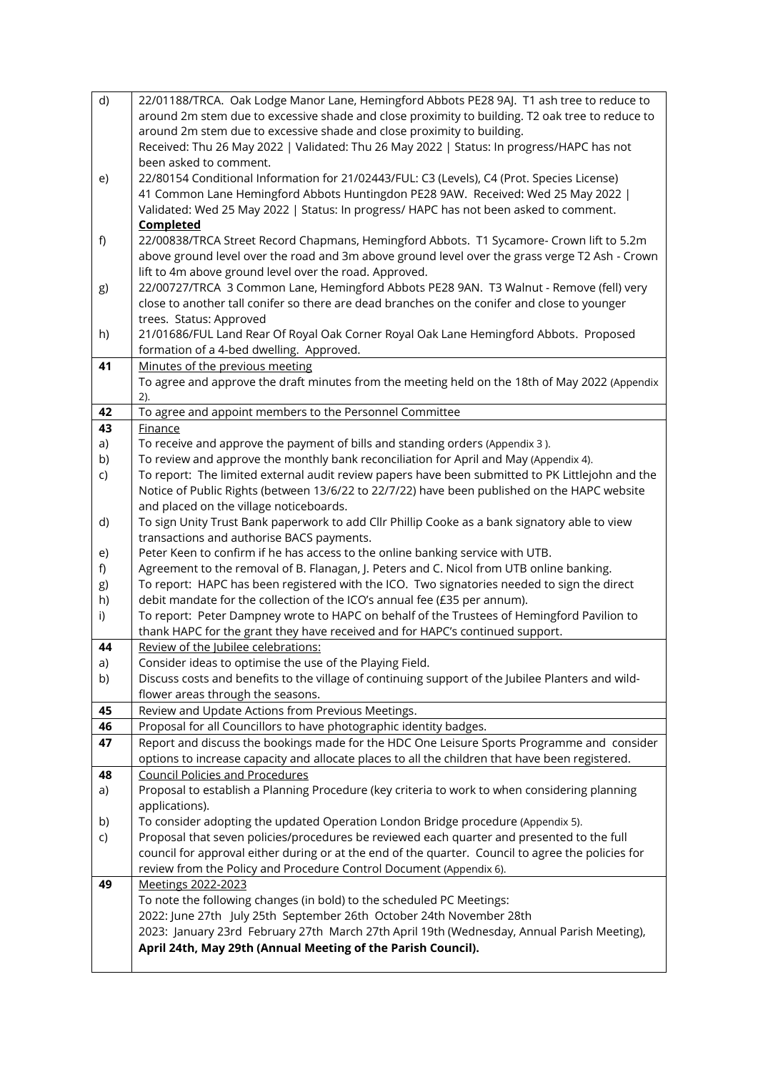| | |
|---|---|
| d) | 22/01188/TRCA. Oak Lodge Manor Lane, Hemingford Abbots PE28 9AJ. T1 ash tree to reduce to around 2m stem due to excessive shade and close proximity to building. T2 oak tree to reduce to around 2m stem due to excessive shade and close proximity to building.<br>Received: Thu 26 May 2022 \| Validated: Thu 26 May 2022 \| Status: In progress/HAPC has not been asked to comment. |
| e) | 22/80154 Conditional Information for 21/02443/FUL: C3 (Levels), C4 (Prot. Species License) 41 Common Lane Hemingford Abbots Huntingdon PE28 9AW. Received: Wed 25 May 2022 \| Validated: Wed 25 May 2022 \| Status: In progress/ HAPC has not been asked to comment.<br>**Completed** |
| f) | 22/00838/TRCA Street Record Chapmans, Hemingford Abbots. T1 Sycamore- Crown lift to 5.2m above ground level over the road and 3m above ground level over the grass verge T2 Ash - Crown lift to 4m above ground level over the road. Approved. |
| g) | 22/00727/TRCA 3 Common Lane, Hemingford Abbots PE28 9AN. T3 Walnut - Remove (fell) very close to another tall conifer so there are dead branches on the conifer and close to younger trees. Status: Approved |
| h) | 21/01686/FUL Land Rear Of Royal Oak Corner Royal Oak Lane Hemingford Abbots. Proposed formation of a 4-bed dwelling. Approved. |
| **41** | Minutes of the previous meeting<br>To agree and approve the draft minutes from the meeting held on the 18th of May 2022 (Appendix 2). |
| **42** | To agree and appoint members to the Personnel Committee |
| **43** | Finance |
| a) | To receive and approve the payment of bills and standing orders (Appendix 3 ). |
| b) | To review and approve the monthly bank reconciliation for April and May (Appendix 4). |
| c) | To report: The limited external audit review papers have been submitted to PK Littlejohn and the Notice of Public Rights (between 13/6/22 to 22/7/22) have been published on the HAPC website and placed on the village noticeboards. |
| d) | To sign Unity Trust Bank paperwork to add Cllr Phillip Cooke as a bank signatory able to view transactions and authorise BACS payments. |
| e) | Peter Keen to confirm if he has access to the online banking service with UTB. |
| f) | Agreement to the removal of B. Flanagan, J. Peters and C. Nicol from UTB online banking. |
| g)<br>h) | To report: HAPC has been registered with the ICO. Two signatories needed to sign the direct debit mandate for the collection of the ICO's annual fee (£35 per annum). |
| i) | To report: Peter Dampney wrote to HAPC on behalf of the Trustees of Hemingford Pavilion to thank HAPC for the grant they have received and for HAPC's continued support. |
| **44** | Review of the Jubilee celebrations: |
| a) | Consider ideas to optimise the use of the Playing Field. |
| b) | Discuss costs and benefits to the village of continuing support of the Jubilee Planters and wild-flower areas through the seasons. |
| **45** | Review and Update Actions from Previous Meetings. |
| **46** | Proposal for all Councillors to have photographic identity badges. |
| **47** | Report and discuss the bookings made for the HDC One Leisure Sports Programme and consider options to increase capacity and allocate places to all the children that have been registered. |
| **48** | Council Policies and Procedures |
| a) | Proposal to establish a Planning Procedure (key criteria to work to when considering planning applications). |
| b) | To consider adopting the updated Operation London Bridge procedure (Appendix 5). |
| c) | Proposal that seven policies/procedures be reviewed each quarter and presented to the full council for approval either during or at the end of the quarter. Council to agree the policies for review from the Policy and Procedure Control Document (Appendix 6). |
| **49** | Meetings 2022-2023<br>To note the following changes (in bold) to the scheduled PC Meetings:<br>2022: June 27th July 25th September 26th October 24th November 28th<br>2023: January 23rd February 27th March 27th April 19th (Wednesday, Annual Parish Meeting), **April 24th, May 29th (Annual Meeting of the Parish Council).** |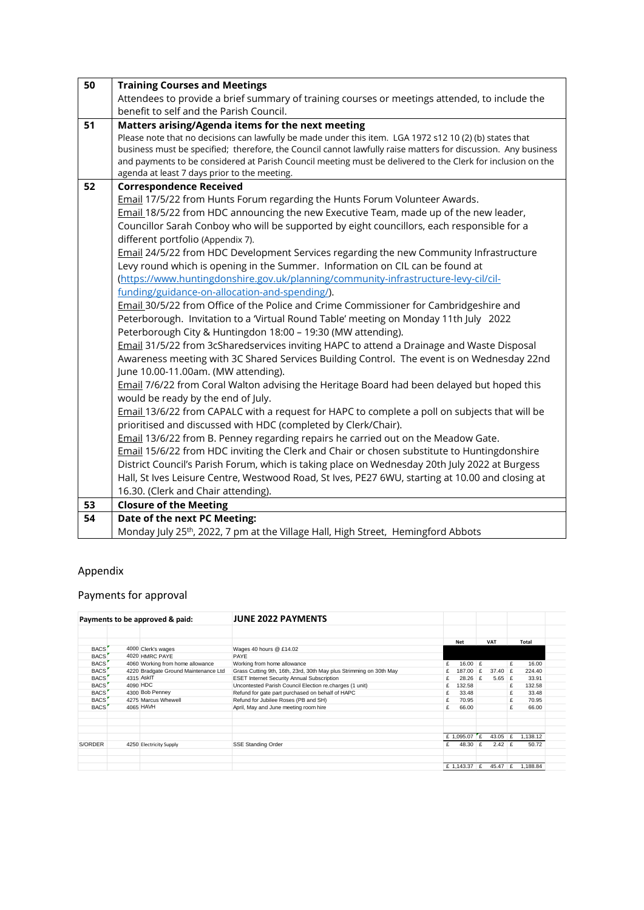| | |
|---|---|
| **50** | **Training Courses and Meetings**<br>Attendees to provide a brief summary of training courses or meetings attended, to include the benefit to self and the Parish Council. |
| **51** | **Matters arising/Agenda items for the next meeting**<br>Please note that no decisions can lawfully be made under this item. LGA 1972 s12 10 (2) (b) states that business must be specified; therefore, the Council cannot lawfully raise matters for discussion. Any business and payments to be considered at Parish Council meeting must be delivered to the Clerk for inclusion on the agenda at least 7 days prior to the meeting. |
| **52** | **Correspondence Received**<br>Email 17/5/22 from Hunts Forum regarding the Hunts Forum Volunteer Awards.<br>Email 18/5/22 from HDC announcing the new Executive Team, made up of the new leader, Councillor Sarah Conboy who will be supported by eight councillors, each responsible for a different portfolio (Appendix 7).<br>Email 24/5/22 from HDC Development Services regarding the new Community Infrastructure Levy round which is opening in the Summer. Information on CIL can be found at (https://www.huntingdonshire.gov.uk/planning/community-infrastructure-levy-cil/cil-funding/guidance-on-allocation-and-spending/).<br>Email 30/5/22 from Office of the Police and Crime Commissioner for Cambridgeshire and Peterborough. Invitation to a 'Virtual Round Table' meeting on Monday 11th July 2022 Peterborough City & Huntingdon 18:00 – 19:30 (MW attending).<br>Email 31/5/22 from 3cSharedservices inviting HAPC to attend a Drainage and Waste Disposal Awareness meeting with 3C Shared Services Building Control. The event is on Wednesday 22nd June 10.00-11.00am. (MW attending).<br>Email 7/6/22 from Coral Walton advising the Heritage Board had been delayed but hoped this would be ready by the end of July.<br>Email 13/6/22 from CAPALC with a request for HAPC to complete a poll on subjects that will be prioritised and discussed with HDC (completed by Clerk/Chair).<br>Email 13/6/22 from B. Penney regarding repairs he carried out on the Meadow Gate.<br>Email 15/6/22 from HDC inviting the Clerk and Chair or chosen substitute to Huntingdonshire District Council's Parish Forum, which is taking place on Wednesday 20th July 2022 at Burgess Hall, St Ives Leisure Centre, Westwood Road, St Ives, PE27 6WU, starting at 10.00 and closing at 16.30. (Clerk and Chair attending). |
| **53** | **Closure of the Meeting** |
| **54** | **Date of the next PC Meeting:**<br>Monday July 25th, 2022, 7 pm at the Village Hall, High Street, Hemingford Abbots |

Appendix

Payments for approval

| Payments to be approved & paid: | | | JUNE 2022 PAYMENTS | Net | VAT | Total |
|---|---|---|---|---|---|---|
| BACS | 4000 | Clerk's wages | Wages 40 hours @ £14.02 | | | |
| BACS | 4020 | HMRC PAYE | PAYE | | | |
| BACS | 4060 | Working from home allowance | Working from home allowance | £ 16.00 | £ | £ 16.00 |
| BACS | 4220 | Bradgate Ground Maintenance Ltd | Grass Cutting 9th, 16th, 23rd, 30th May plus Strimming on 30th May | £ 187.00 | £ 37.40 | £ 224.40 |
| BACS | 4315 | AskIT | ESET Internet Security Annual Subscription | £ 28.26 | £ 5.65 | £ 33.91 |
| BACS | 4090 | HDC | Uncontested Parish Council Election re.charges (1 unit) | £ 132.58 | | £ 132.58 |
| BACS | 4300 | Bob Penney | Refund for gate part purchased on behalf of HAPC | £ 33.48 | | £ 33.48 |
| BACS | 4275 | Marcus Whewell | Refund for Jubilee Roses (PB and SH) | £ 70.95 | | £ 70.95 |
| BACS | 4065 | HAVH | April, May and June meeting room hire | £ 66.00 | | £ 66.00 |
| | | | | £ 1,095.07 | £ 43.05 | £ 1,138.12 |
| S/ORDER | 4250 | Electricity Supply | SSE Standing Order | £ 48.30 | £ 2.42 | £ 50.72 |
| | | | | £ 1,143.37 | £ 45.47 | £ 1,188.84 |